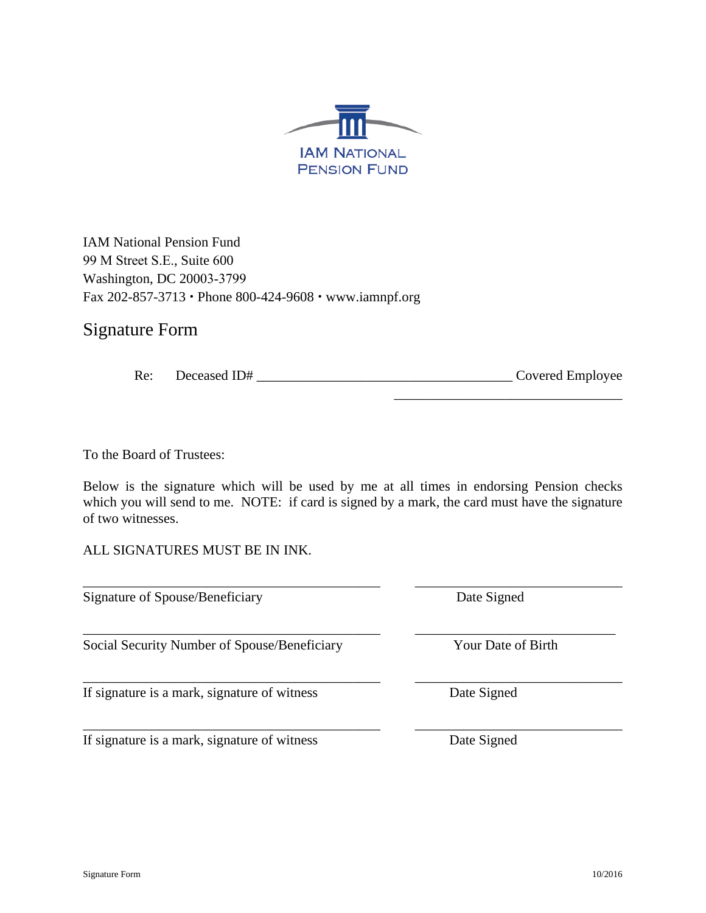IAM NATIONAL PENSION FUND

IAM National Pension Fund
99 M Street S.E., Suite 600
Washington, DC 20003-3799
Fax 202-857-3713 • Phone 800-424-9608 • www.iamnpf.org

# Signature Form

Re: Deceased ID# ____________________________________ Covered Employee

________________________________

To the Board of Trustees:

Below is the signature which will be used by me at all times in endorsing Pension checks which you will send to me. NOTE: if card is signed by a mark, the card must have the signature of two witnesses.

ALL SIGNATURES MUST BE IN INK.

__________________________________________ ______________________________

Signature of Spouse/Beneficiary Date Signed

__________________________________________ ______________________________

Social Security Number of Spouse/Beneficiary Your Date of Birth

__________________________________________ ______________________________

If signature is a mark, signature of witness Date Signed

__________________________________________ ______________________________

If signature is a mark, signature of witness Date Signed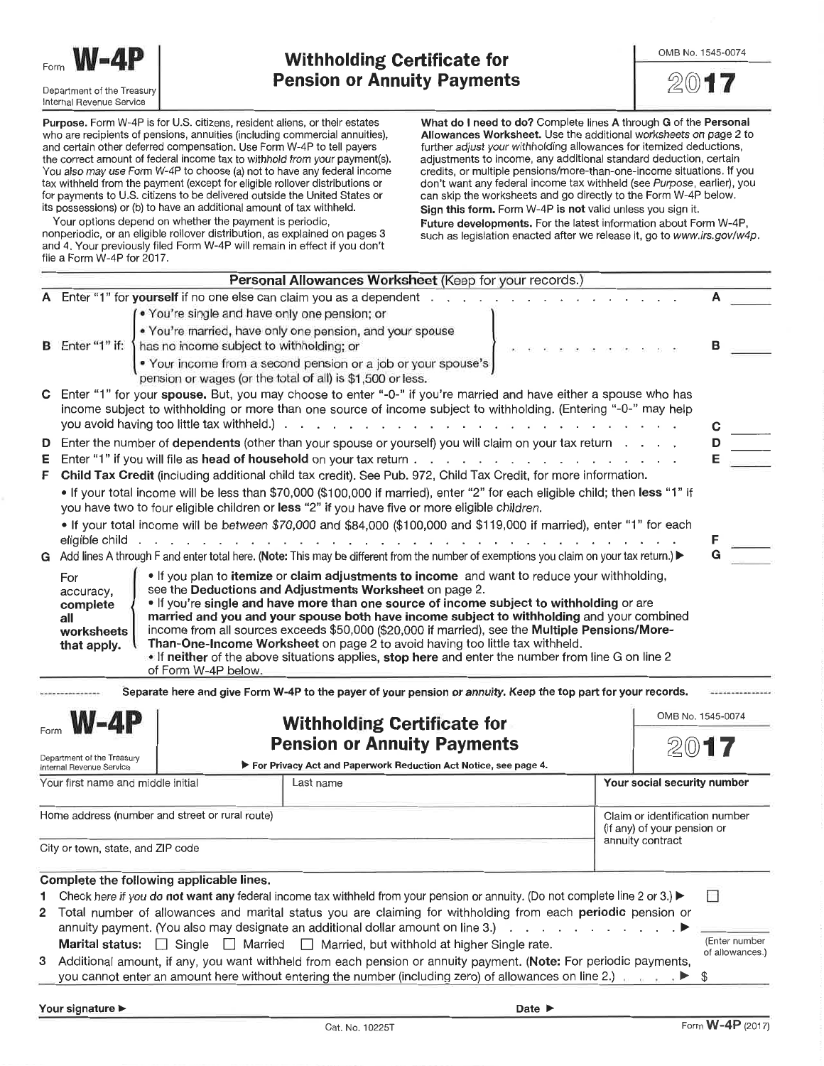Form **W-4P**

Department of the Treasury
Internal Revenue Service

# Withholding Certificate for Pension or Annuity Payments

OMB No. 1545-0074

**2017**

**Purpose.** Form W-4P is for U.S. citizens, resident aliens, or their estates who are recipients of pensions, annuities (including commercial annuities), and certain other deferred compensation. Use Form W-4P to tell payers the correct amount of federal income tax to withhold from your payment(s). You also may use Form W-4P to choose (a) not to have any federal income tax withheld from the payment (except for eligible rollover distributions or for payments to U.S. citizens to be delivered outside the United States or its possessions) or (b) to have an additional amount of tax withheld.

Your options depend on whether the payment is periodic, nonperiodic, or an eligible rollover distribution, as explained on pages 3 and 4. Your previously filed Form W-4P will remain in effect if you don't file a Form W-4P for 2017.

**What do I need to do?** Complete lines A through G of the **Personal Allowances Worksheet.** Use the additional worksheets on page 2 to further adjust your withholding allowances for itemized deductions, adjustments to income, any additional standard deduction, certain credits, or multiple pensions/more-than-one-income situations. If you don't want any federal income tax withheld (see *Purpose*, earlier), you can skip the worksheets and go directly to the Form W-4P below.

**Sign this form.** Form W-4P **is not** valid unless you sign it.

**Future developments.** For the latest information about Form W-4P, such as legislation enacted after we release it, go to *www.irs.gov/w4p*.

## Personal Allowances Worksheet (Keep for your records.)

**A** Enter "1" for **yourself** if no one else can claim you as a dependent . . . . . **A** ______

**B** Enter "1" if:
- You're single and have only one pension; or
- You're married, have only one pension, and your spouse has no income subject to withholding; or
- Your income from a second pension or a job or your spouse's pension or wages (or the total of all) is $1,500 or less.

. . . . . **B** ______

**C** Enter "1" for your **spouse.** But, you may choose to enter "-0-" if you're married and have either a spouse who has income subject to withholding or more than one source of income subject to withholding. (Entering "-0-" may help you avoid having too little tax withheld.) . . . . . **C** ______

**D** Enter the number of **dependents** (other than your spouse or yourself) you will claim on your tax return . . . . **D** ______

**E** Enter "1" if you will file as **head of household** on your tax return . . . . . **E** ______

**F** **Child Tax Credit** (including additional child tax credit). See Pub. 972, Child Tax Credit, for more information.
- If your total income will be less than $70,000 ($100,000 if married), enter "2" for each eligible child; then **less** "1" if you have two to four eligible children or **less** "2" if you have five or more eligible children.
- If your total income will be between $70,000 and $84,000 ($100,000 and $119,000 if married), enter "1" for each eligible child . . . . . **F** ______

**G** Add lines A through F and enter total here. (**Note:** This may be different from the number of exemptions you claim on your tax return.) ▶ **G** ______

**For accuracy, complete all worksheets that apply.**
- If you plan to **itemize** or **claim adjustments to income** and want to reduce your withholding, see the **Deductions and Adjustments Worksheet** on page 2.
- If you're **single and have more than one source of income subject to withholding** or are **married and you and your spouse both have income subject to withholding** and your combined income from all sources exceeds $50,000 ($20,000 if married), see the **Multiple Pensions/More-Than-One-Income Worksheet** on page 2 to avoid having too little tax withheld.
- If **neither** of the above situations applies, **stop here** and enter the number from line G on line 2 of Form W-4P below.

---

**Separate here and give Form W-4P to the payer of your pension or annuity. Keep the top part for your records.**

---

Form **W-4P**

Department of the Treasury
Internal Revenue Service

# Withholding Certificate for Pension or Annuity Payments

▶ For Privacy Act and Paperwork Reduction Act Notice, see page 4.

OMB No. 1545-0074

**2017**

| Your first name and middle initial | Last name | **Your social security number** |
|---|---|---|
| Home address (number and street or rural route) | | Claim or identification number (if any) of your pension or annuity contract |
| City or town, state, and ZIP code | | |

**Complete the following applicable lines.**

**1** Check here if you do **not** want **any** federal income tax withheld from your pension or annuity. (Do not complete line 2 or 3.) ▶ ☐

**2** Total number of allowances and marital status you are claiming for withholding from each **periodic** pension or annuity payment. (You also may designate an additional dollar amount on line 3.) . . . . . ▶ ______ (Enter number of allowances.)

**Marital status:** ☐ Single ☐ Married ☐ Married, but withhold at higher Single rate.

**3** Additional amount, if any, you want withheld from each pension or annuity payment. (**Note:** For periodic payments, you cannot enter an amount here without entering the number (including zero) of allowances on line 2.) . . . . ▶ $ ______

**Your signature** ▶ **Date** ▶

Cat. No. 10225T Form **W-4P** (2017)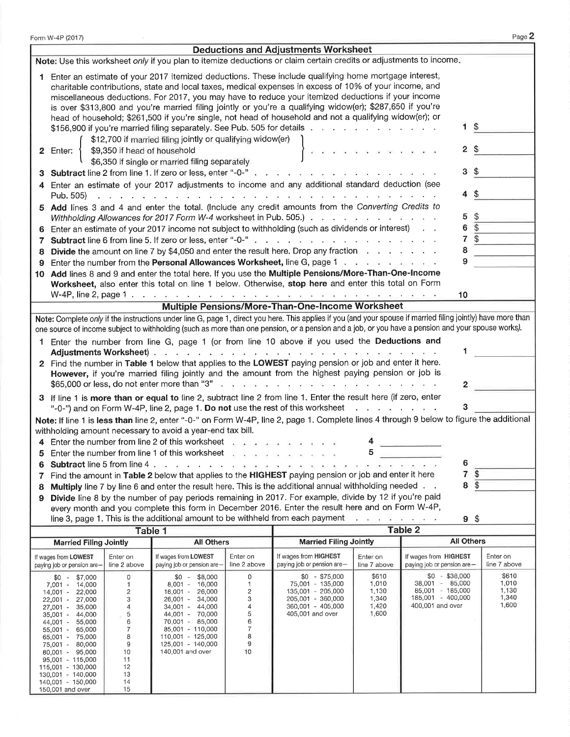## Deductions and Adjustments Worksheet

**Note:** Use this worksheet *only* if you plan to itemize deductions or claim certain credits or adjustments to income.

1. Enter an estimate of your 2017 itemized deductions. These include qualifying home mortgage interest, charitable contributions, state and local taxes, medical expenses in excess of 10% of your income, and miscellaneous deductions. For 2017, you may have to reduce your itemized deductions if your income is over $313,800 and you're married filing jointly or you're a qualifying widow(er); $287,650 if you're head of household; $261,500 if you're single, not head of household and not a qualifying widow(er); or $156,900 if you're married filing separately. See Pub. 505 for details . . . . . . . . . . . . **1** $
2. Enter: { $12,700 if married filing jointly or qualifying widow(er); $9,350 if head of household; $6,350 if single or married filing separately } . . . . . . . . . . . . **2** $
3. **Subtract** line 2 from line 1. If zero or less, enter "-0-" . . . . . . . . . . . . **3** $
4. Enter an estimate of your 2017 adjustments to income and any additional standard deduction (see Pub. 505) . . . . . . . . . . . . **4** $
5. **Add** lines 3 and 4 and enter the total. (Include any credit amounts from the *Converting Credits to Withholding Allowances for 2017 Form W-4* worksheet in Pub. 505.) . . . . . . . . . . . . **5** $
6. Enter an estimate of your 2017 income not subject to withholding (such as dividends or interest) . . **6** $
7. **Subtract** line 6 from line 5. If zero or less, enter "-0-" . . . . . . . . . . . . **7** $
8. **Divide** the amount on line 7 by $4,050 and enter the result here. Drop any fraction . . . . . . . **8**
9. Enter the number from the **Personal Allowances Worksheet,** line G, page 1 . . . . . . . . . . **9**
10. **Add** lines 8 and 9 and enter the total here. If you use the **Multiple Pensions/More-Than-One-Income Worksheet,** also enter this total on line 1 below. Otherwise, **stop here** and enter this total on Form W-4P, line 2, page 1 . . . . . . . . . . . . **10**

## Multiple Pensions/More-Than-One-Income Worksheet

**Note:** Complete *only* if the instructions under line G, page 1, direct you here. This applies if you (and your spouse if married filing jointly) have more than one source of income subject to withholding (such as more than one pension, or a pension and a job, or you have a pension and your spouse works).

1. Enter the number from line G, page 1 (or from line 10 above if you used the **Deductions and Adjustments Worksheet**) . . . . . . . . . . . . **1**
2. Find the number in **Table 1** below that applies to the **LOWEST** paying pension or job and enter it here. **However,** if you're married filing jointly and the amount from the highest paying pension or job is $65,000 or less, do not enter more than "3" . . . . . . . . . . . . **2**
3. If line 1 is **more than or equal to** line 2, subtract line 2 from line 1. Enter the result here (if zero, enter "-0-") and on Form W-4P, line 2, page 1. **Do not** use the rest of this worksheet . . . . . . . . **3**

**Note:** If line 1 is **less than** line 2, enter "-0-" on Form W-4P, line 2, page 1. Complete lines 4 through 9 below to figure the additional withholding amount necessary to avoid a year-end tax bill.

4. Enter the number from line 2 of this worksheet . . . . . . . . . . **4**
5. Enter the number from line 1 of this worksheet . . . . . . . . . . **5**
6. **Subtract** line 5 from line 4 . . . . . . . . . . . . **6**
7. Find the amount in **Table 2** below that applies to the **HIGHEST** paying pension or job and enter it here **7** $
8. **Multiply** line 7 by line 6 and enter the result here. This is the additional annual withholding needed . . **8** $
9. **Divide** line 8 by the number of pay periods remaining in 2017. For example, divide by 12 if you're paid every month and you complete this form in December 2016. Enter the result here and on Form W-4P, line 3, page 1. This is the additional amount to be withheld from each payment . . . . . . . . **9** $

### Table 1

| Married Filing Jointly | | All Others | |
|---|---|---|---|
| If wages from **LOWEST** paying job or pension are— | Enter on line 2 above | If wages from **LOWEST** paying job or pension are— | Enter on line 2 above |
| $0 - $7,000 | 0 | $0 - $8,000 | 0 |
| 7,001 - 14,000 | 1 | 8,001 - 16,000 | 1 |
| 14,001 - 22,000 | 2 | 16,001 - 26,000 | 2 |
| 22,001 - 27,000 | 3 | 26,001 - 34,000 | 3 |
| 27,001 - 35,000 | 4 | 34,001 - 44,000 | 4 |
| 35,001 - 44,000 | 5 | 44,001 - 70,000 | 5 |
| 44,001 - 55,000 | 6 | 70,001 - 85,000 | 6 |
| 55,001 - 65,000 | 7 | 85,001 - 110,000 | 7 |
| 65,001 - 75,000 | 8 | 110,001 - 125,000 | 8 |
| 75,001 - 80,000 | 9 | 125,001 - 140,000 | 9 |
| 80,001 - 95,000 | 10 | 140,001 and over | 10 |
| 95,001 - 115,000 | 11 | | |
| 115,001 - 130,000 | 12 | | |
| 130,001 - 140,000 | 13 | | |
| 140,001 - 150,000 | 14 | | |
| 150,001 and over | 15 | | |

### Table 2

| Married Filing Jointly | | All Others | |
|---|---|---|---|
| If wages from **HIGHEST** paying job or pension are— | Enter on line 7 above | If wages from **HIGHEST** paying job or pension are— | Enter on line 7 above |
| $0 - $75,000 | $610 | $0 - $38,000 | $610 |
| 75,001 - 135,000 | 1,010 | 38,001 - 85,000 | 1,010 |
| 135,001 - 205,000 | 1,130 | 85,001 - 185,000 | 1,130 |
| 205,001 - 360,000 | 1,340 | 185,001 - 400,000 | 1,340 |
| 360,001 - 405,000 | 1,420 | 400,001 and over | 1,600 |
| 405,001 and over | 1,600 | | |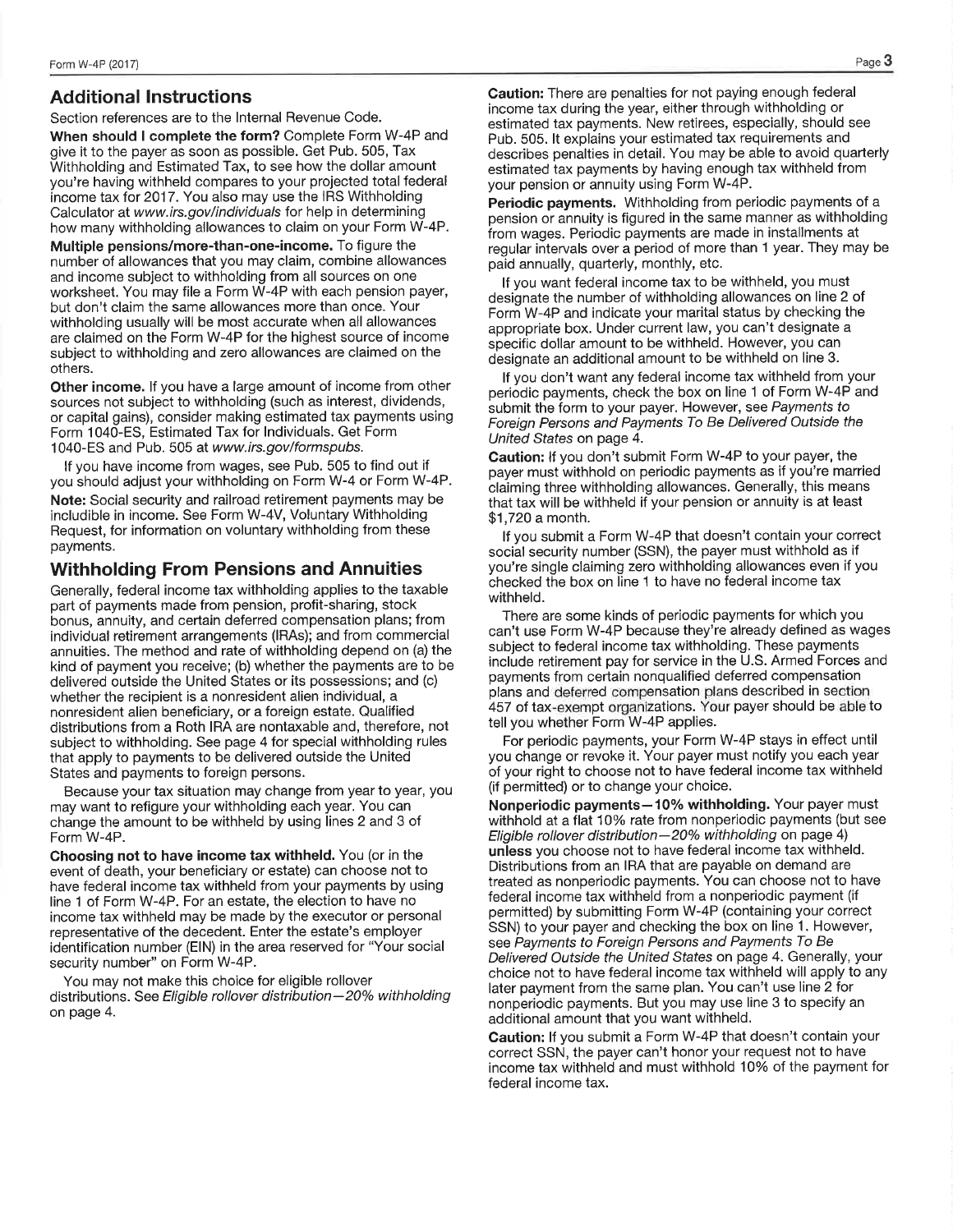## Additional Instructions

Section references are to the Internal Revenue Code.

**When should I complete the form?** Complete Form W-4P and give it to the payer as soon as possible. Get Pub. 505, Tax Withholding and Estimated Tax, to see how the dollar amount you're having withheld compares to your projected total federal income tax for 2017. You also may use the IRS Withholding Calculator at *www.irs.gov/individuals* for help in determining how many withholding allowances to claim on your Form W-4P.

**Multiple pensions/more-than-one-income.** To figure the number of allowances that you may claim, combine allowances and income subject to withholding from all sources on one worksheet. You may file a Form W-4P with each pension payer, but don't claim the same allowances more than once. Your withholding usually will be most accurate when all allowances are claimed on the Form W-4P for the highest source of income subject to withholding and zero allowances are claimed on the others.

**Other income.** If you have a large amount of income from other sources not subject to withholding (such as interest, dividends, or capital gains), consider making estimated tax payments using Form 1040-ES, Estimated Tax for Individuals. Get Form 1040-ES and Pub. 505 at *www.irs.gov/formspubs*.

If you have income from wages, see Pub. 505 to find out if you should adjust your withholding on Form W-4 or Form W-4P.

**Note:** Social security and railroad retirement payments may be includible in income. See Form W-4V, Voluntary Withholding Request, for information on voluntary withholding from these payments.

## Withholding From Pensions and Annuities

Generally, federal income tax withholding applies to the taxable part of payments made from pension, profit-sharing, stock bonus, annuity, and certain deferred compensation plans; from individual retirement arrangements (IRAs); and from commercial annuities. The method and rate of withholding depend on (a) the kind of payment you receive; (b) whether the payments are to be delivered outside the United States or its possessions; and (c) whether the recipient is a nonresident alien individual, a nonresident alien beneficiary, or a foreign estate. Qualified distributions from a Roth IRA are nontaxable and, therefore, not subject to withholding. See page 4 for special withholding rules that apply to payments to be delivered outside the United States and payments to foreign persons.

Because your tax situation may change from year to year, you may want to refigure your withholding each year. You can change the amount to be withheld by using lines 2 and 3 of Form W-4P.

**Choosing not to have income tax withheld.** You (or in the event of death, your beneficiary or estate) can choose not to have federal income tax withheld from your payments by using line 1 of Form W-4P. For an estate, the election to have no income tax withheld may be made by the executor or personal representative of the decedent. Enter the estate's employer identification number (EIN) in the area reserved for "Your social security number" on Form W-4P.

You may not make this choice for eligible rollover distributions. See *Eligible rollover distribution—20% withholding* on page 4.

**Caution:** There are penalties for not paying enough federal income tax during the year, either through withholding or estimated tax payments. New retirees, especially, should see Pub. 505. It explains your estimated tax requirements and describes penalties in detail. You may be able to avoid quarterly estimated tax payments by having enough tax withheld from your pension or annuity using Form W-4P.

**Periodic payments.** Withholding from periodic payments of a pension or annuity is figured in the same manner as withholding from wages. Periodic payments are made in installments at regular intervals over a period of more than 1 year. They may be paid annually, quarterly, monthly, etc.

If you want federal income tax to be withheld, you must designate the number of withholding allowances on line 2 of Form W-4P and indicate your marital status by checking the appropriate box. Under current law, you can't designate a specific dollar amount to be withheld. However, you can designate an additional amount to be withheld on line 3.

If you don't want any federal income tax to be withheld from your periodic payments, check the box on line 1 of Form W-4P and submit the form to your payer. However, see *Payments to Foreign Persons and Payments To Be Delivered Outside the United States* on page 4.

**Caution:** If you don't submit Form W-4P to your payer, the payer must withhold on periodic payments as if you're married claiming three withholding allowances. Generally, this means that tax will be withheld if your pension or annuity is at least $1,720 a month.

If you submit a Form W-4P that doesn't contain your correct social security number (SSN), the payer must withhold as if you're single claiming zero withholding allowances even if you checked the box on line 1 to have no federal income tax withheld.

There are some kinds of periodic payments for which you can't use Form W-4P because they're already defined as wages subject to federal income tax withholding. These payments include retirement pay for service in the U.S. Armed Forces and payments from certain nonqualified deferred compensation plans and deferred compensation plans described in section 457 of tax-exempt organizations. Your payer should be able to tell you whether Form W-4P applies.

For periodic payments, your Form W-4P stays in effect until you change or revoke it. Your payer must notify you each year of your right to choose not to have federal income tax withheld (if permitted) or to change your choice.

**Nonperiodic payments—10% withholding.** Your payer must withhold at a flat 10% rate from nonperiodic payments (but see *Eligible rollover distribution—20% withholding* on page 4) **unless** you choose not to have federal income tax withheld. Distributions from an IRA that are payable on demand are treated as nonperiodic payments. You can choose not to have federal income tax withheld from a nonperiodic payment (if permitted) by submitting Form W-4P (containing your correct SSN) to your payer and checking the box on line 1. However, see *Payments to Foreign Persons and Payments To Be Delivered Outside the United States* on page 4. Generally, your choice not to have federal income tax withheld will apply to any later payment from the same plan. You can't use line 2 for nonperiodic payments. But you may use line 3 to specify an additional amount that you want withheld.

**Caution:** If you submit a Form W-4P that doesn't contain your correct SSN, the payer can't honor your request not to have income tax withheld and must withhold 10% of the payment for federal income tax.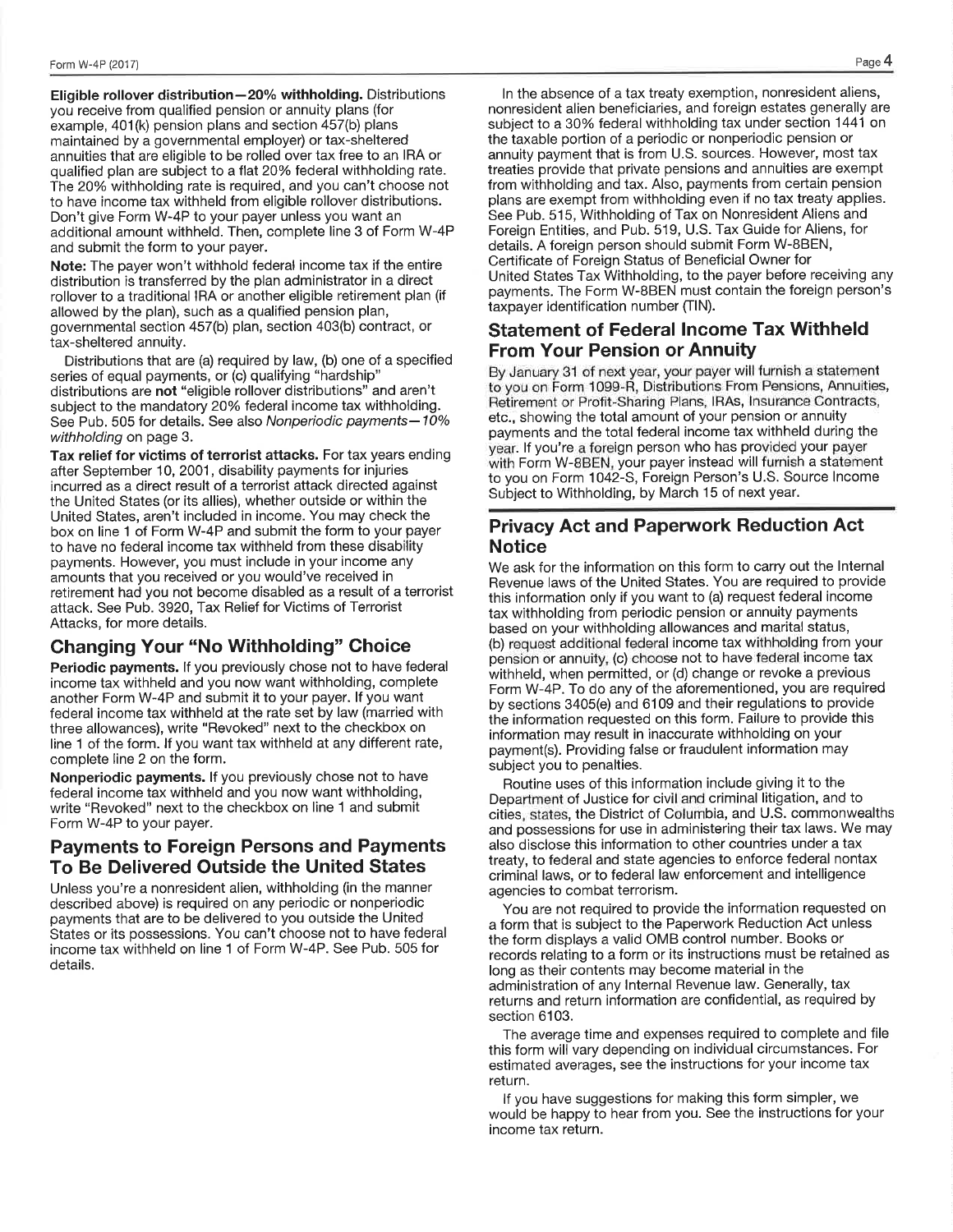**Eligible rollover distribution—20% withholding.** Distributions you receive from qualified pension or annuity plans (for example, 401(k) pension plans and section 457(b) plans maintained by a governmental employer) or tax-sheltered annuities that are eligible to be rolled over tax free to an IRA or qualified plan are subject to a flat 20% federal withholding rate. The 20% withholding rate is required, and you can't choose not to have income tax withheld from eligible rollover distributions. Don't give Form W-4P to your payer unless you want an additional amount withheld. Then, complete line 3 of Form W-4P and submit the form to your payer.

**Note:** The payer won't withhold federal income tax if the entire distribution is transferred by the plan administrator in a direct rollover to a traditional IRA or another eligible retirement plan (if allowed by the plan), such as a qualified pension plan, governmental section 457(b) plan, section 403(b) contract, or tax-sheltered annuity.

Distributions that are (a) required by law, (b) one of a specified series of equal payments, or (c) qualifying "hardship" distributions are **not** "eligible rollover distributions" and aren't subject to the mandatory 20% federal income tax withholding. See Pub. 505 for details. See also *Nonperiodic payments—10% withholding* on page 3.

**Tax relief for victims of terrorist attacks.** For tax years ending after September 10, 2001, disability payments for injuries incurred as a direct result of a terrorist attack directed against the United States (or its allies), whether outside or within the United States, aren't included in income. You may check the box on line 1 of Form W-4P and submit the form to your payer to have no federal income tax withheld from these disability payments. However, you must include in your income any amounts that you received or you would've received in retirement had you not become disabled as a result of a terrorist attack. See Pub. 3920, Tax Relief for Victims of Terrorist Attacks, for more details.

## Changing Your "No Withholding" Choice

**Periodic payments.** If you previously chose not to have federal income tax withheld and you now want withholding, complete another Form W-4P and submit it to your payer. If you want federal income tax withheld at the rate set by law (married with three allowances), write "Revoked" next to the checkbox on line 1 of the form. If you want tax withheld at any different rate, complete line 2 on the form.

**Nonperiodic payments.** If you previously chose not to have federal income tax withheld and you now want withholding, write "Revoked" next to the checkbox on line 1 and submit Form W-4P to your payer.

## Payments to Foreign Persons and Payments To Be Delivered Outside the United States

Unless you're a nonresident alien, withholding (in the manner described above) is required on any periodic or nonperiodic payments that are to be delivered to you outside the United States or its possessions. You can't choose not to have federal income tax withheld on line 1 of Form W-4P. See Pub. 505 for details.

In the absence of a tax treaty exemption, nonresident aliens, nonresident alien beneficiaries, and foreign estates generally are subject to a 30% federal withholding tax under section 1441 on the taxable portion of a periodic or nonperiodic pension or annuity payment that is from U.S. sources. However, most tax treaties provide that private pensions and annuities are exempt from withholding and tax. Also, payments from certain pension plans are exempt from withholding even if no tax treaty applies. See Pub. 515, Withholding of Tax on Nonresident Aliens and Foreign Entities, and Pub. 519, U.S. Tax Guide for Aliens, for details. A foreign person should submit Form W-8BEN, Certificate of Foreign Status of Beneficial Owner for United States Tax Withholding, to the payer before receiving any payments. The Form W-8BEN must contain the foreign person's taxpayer identification number (TIN).

## Statement of Federal Income Tax Withheld From Your Pension or Annuity

By January 31 of next year, your payer will furnish a statement to you on Form 1099-R, Distributions From Pensions, Annuities, Retirement or Profit-Sharing Plans, IRAs, Insurance Contracts, etc., showing the total amount of your pension or annuity payments and the total federal income tax withheld during the year. If you're a foreign person who has provided your payer with Form W-8BEN, your payer instead will furnish a statement to you on Form 1042-S, Foreign Person's U.S. Source Income Subject to Withholding, by March 15 of next year.

## Privacy Act and Paperwork Reduction Act Notice

We ask for the information on this form to carry out the Internal Revenue laws of the United States. You are required to provide this information only if you want to (a) request federal income tax withholding from periodic pension or annuity payments based on your withholding allowances and marital status, (b) request additional federal income tax withholding from your pension or annuity, (c) choose not to have federal income tax withheld, when permitted, or (d) change or revoke a previous Form W-4P. To do any of the aforementioned, you are required by sections 3405(e) and 6109 and their regulations to provide the information requested on this form. Failure to provide this information may result in inaccurate withholding on your payment(s). Providing false or fraudulent information may subject you to penalties.

Routine uses of this information include giving it to the Department of Justice for civil and criminal litigation, and to cities, states, the District of Columbia, and U.S. commonwealths and possessions for use in administering their tax laws. We may also disclose this information to other countries under a tax treaty, to federal and state agencies to enforce federal nontax criminal laws, or to federal law enforcement and intelligence agencies to combat terrorism.

You are not required to provide the information requested on a form that is subject to the Paperwork Reduction Act unless the form displays a valid OMB control number. Books or records relating to a form or its instructions must be retained as long as their contents may become material in the administration of any Internal Revenue law. Generally, tax returns and return information are confidential, as required by section 6103.

The average time and expenses required to complete and file this form will vary depending on individual circumstances. For estimated averages, see the instructions for your income tax return.

If you have suggestions for making this form simpler, we would be happy to hear from you. See the instructions for your income tax return.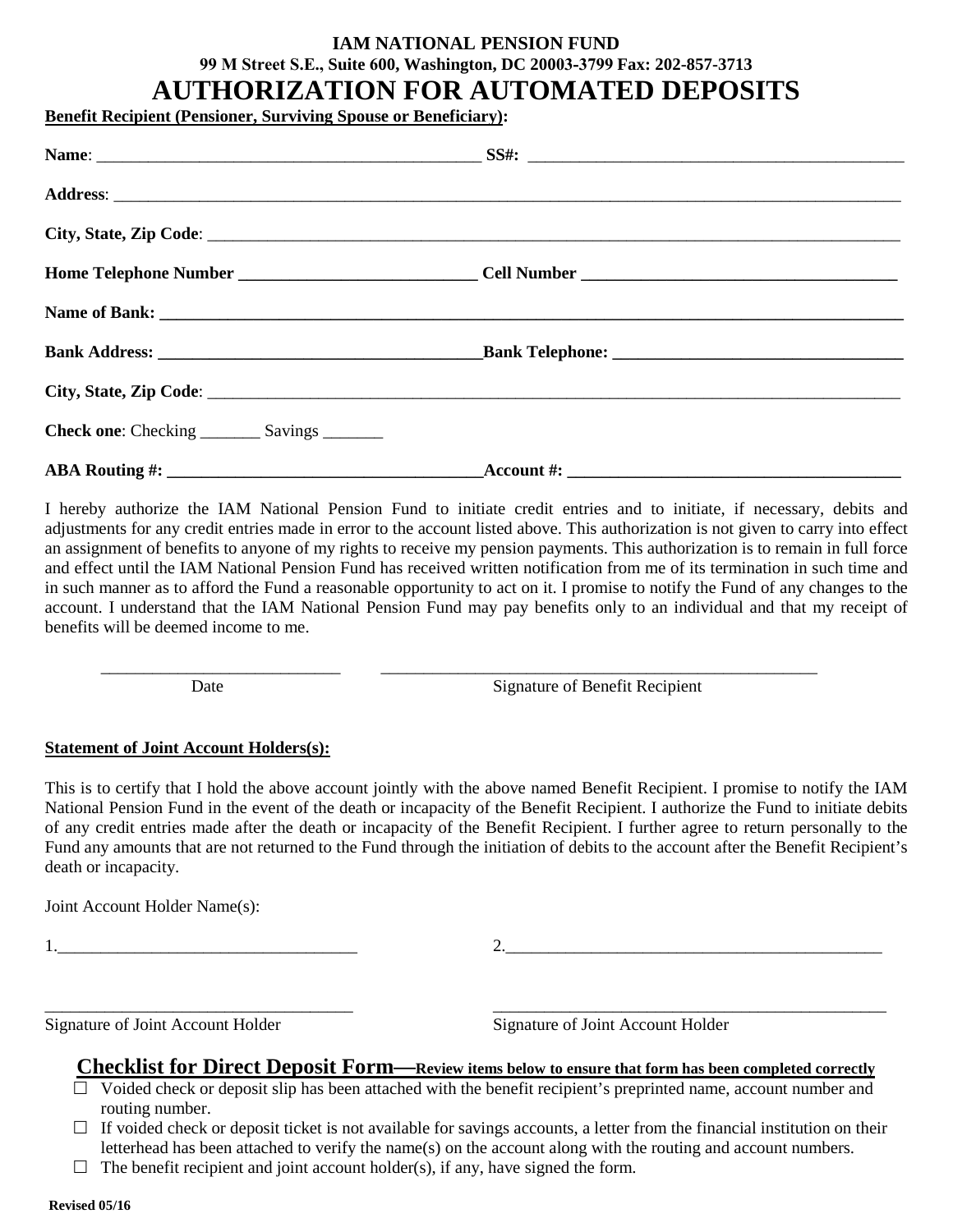**IAM NATIONAL PENSION FUND**

**99 M Street S.E., Suite 600, Washington, DC 20003-3799 Fax: 202-857-3713**

# AUTHORIZATION FOR AUTOMATED DEPOSITS

**Benefit Recipient (Pensioner, Surviving Spouse or Beneficiary):**

**Name**: _______________________________________________ **SS#:** _______________________________________________

**Address**: ______________________________________________________________________________________________

**City, State, Zip Code**: ____________________________________________________________________________________

**Home Telephone Number** ____________________________ **Cell Number** _____________________________________

**Name of Bank:** __________________________________________________________________________________________

**Bank Address:** ______________________________________ **Bank Telephone:** __________________________________

**City, State, Zip Code**: ____________________________________________________________________________________

**Check one**: Checking _______ Savings _______

**ABA Routing #:** _____________________________________ **Account #:** ______________________________________

I hereby authorize the IAM National Pension Fund to initiate credit entries and to initiate, if necessary, debits and adjustments for any credit entries made in error to the account listed above. This authorization is not given to carry into effect an assignment of benefits to anyone of my rights to receive my pension payments. This authorization is to remain in full force and effect until the IAM National Pension Fund has received written notification from me of its termination in such time and in such manner as to afford the Fund a reasonable opportunity to act on it. I promise to notify the Fund of any changes to the account. I understand that the IAM National Pension Fund may pay benefits only to an individual and that my receipt of benefits will be deemed income to me.

____________________________ &nbsp;&nbsp;&nbsp;&nbsp; ____________________________________________________

Date &nbsp;&nbsp;&nbsp;&nbsp; Signature of Benefit Recipient

**Statement of Joint Account Holders(s):**

This is to certify that I hold the above account jointly with the above named Benefit Recipient. I promise to notify the IAM National Pension Fund in the event of the death or incapacity of the Benefit Recipient. I authorize the Fund to initiate debits of any credit entries made after the death or incapacity of the Benefit Recipient. I further agree to return personally to the Fund any amounts that are not returned to the Fund through the initiation of debits to the account after the Benefit Recipient's death or incapacity.

Joint Account Holder Name(s):

1.__________________________________ &nbsp;&nbsp;&nbsp;&nbsp; 2.____________________________________________

____________________________________ &nbsp;&nbsp;&nbsp;&nbsp; _______________________________________________

Signature of Joint Account Holder &nbsp;&nbsp;&nbsp;&nbsp; Signature of Joint Account Holder

## Checklist for Direct Deposit Form—Review items below to ensure that form has been completed correctly

- ☐ Voided check or deposit slip has been attached with the benefit recipient's preprinted name, account number and routing number.
- ☐ If voided check or deposit ticket is not available for savings accounts, a letter from the financial institution on their letterhead has been attached to verify the name(s) on the account along with the routing and account numbers.
- ☐ The benefit recipient and joint account holder(s), if any, have signed the form.

**Revised 05/16**